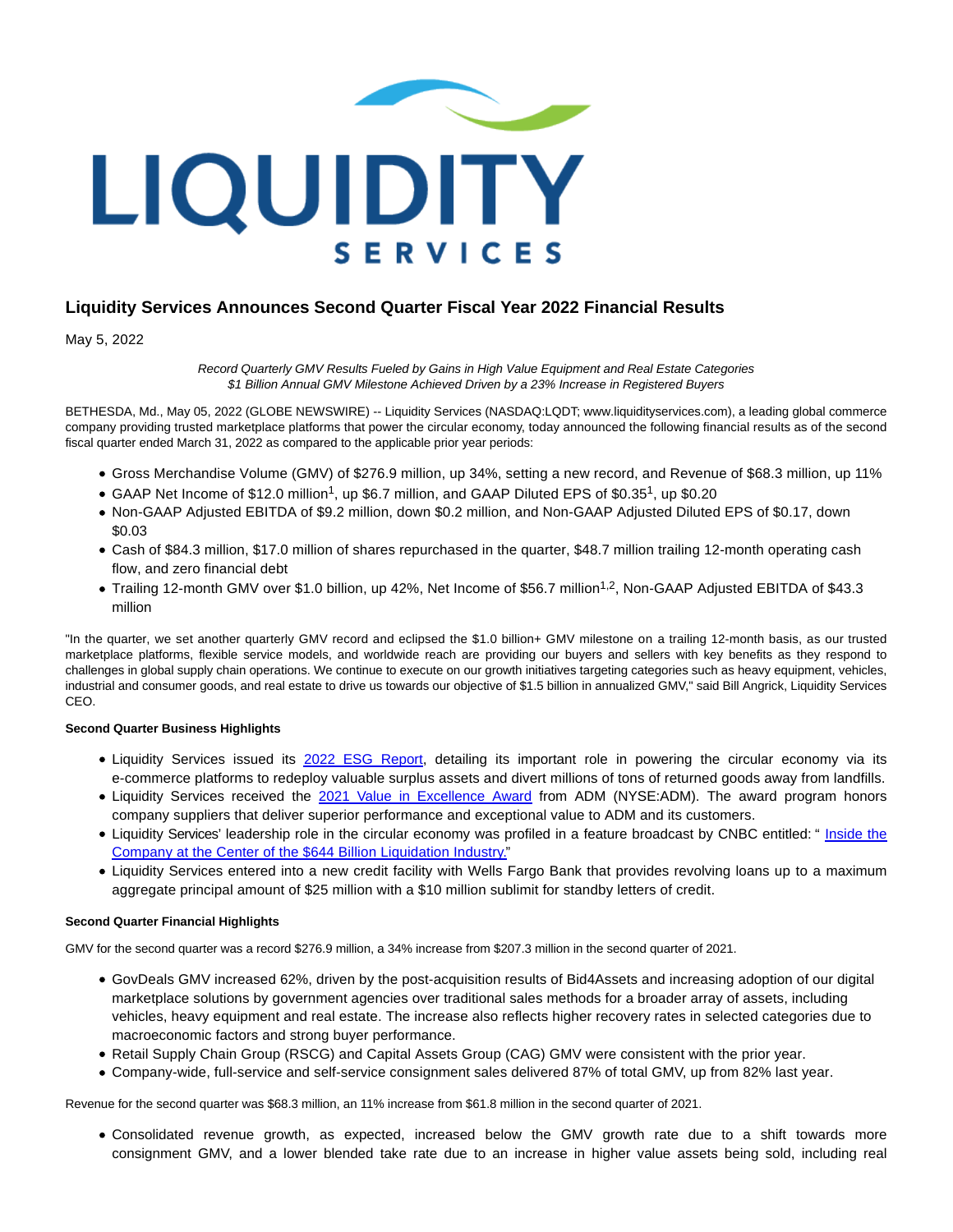# Liquidity Services Announces Second Quarter Fiscal Year 2022 Financial Results

May 5, 2022

*Record Quarterly GMV Results Fueled by Gains in High Value Equipment and Real Estate Categories*
*$1 Billion Annual GMV Milestone Achieved Driven by a 23% Increase in Registered Buyers*

BETHESDA, Md., May 05, 2022 (GLOBE NEWSWIRE) -- Liquidity Services (NASDAQ:LQDT; www.liquidityservices.com), a leading global commerce company providing trusted marketplace platforms that power the circular economy, today announced the following financial results as of the second fiscal quarter ended March 31, 2022 as compared to the applicable prior year periods:

- Gross Merchandise Volume (GMV) of $276.9 million, up 34%, setting a new record, and Revenue of $68.3 million, up 11%
- GAAP Net Income of $12.0 million[1], up $6.7 million, and GAAP Diluted EPS of $0.35[1], up $0.20
- Non-GAAP Adjusted EBITDA of $9.2 million, down $0.2 million, and Non-GAAP Adjusted Diluted EPS of $0.17, down $0.03
- Cash of $84.3 million, $17.0 million of shares repurchased in the quarter, $48.7 million trailing 12-month operating cash flow, and zero financial debt
- Trailing 12-month GMV over $1.0 billion, up 42%, Net Income of $56.7 million[1,2], Non-GAAP Adjusted EBITDA of $43.3 million

"In the quarter, we set another quarterly GMV record and eclipsed the $1.0 billion+ GMV milestone on a trailing 12-month basis, as our trusted marketplace platforms, flexible service models, and worldwide reach are providing our buyers and sellers with key benefits as they respond to challenges in global supply chain operations. We continue to execute on our growth initiatives targeting categories such as heavy equipment, vehicles, industrial and consumer goods, and real estate to drive us towards our objective of $1.5 billion in annualized GMV," said Bill Angrick, Liquidity Services CEO.

**Second Quarter Business Highlights**

- Liquidity Services issued its [2022 ESG Report], detailing its important role in powering the circular economy via its e-commerce platforms to redeploy valuable surplus assets and divert millions of tons of returned goods away from landfills.
- Liquidity Services received the [2021 Value in Excellence Award] from ADM (NYSE:ADM). The award program honors company suppliers that deliver superior performance and exceptional value to ADM and its customers.
- Liquidity Services' leadership role in the circular economy was profiled in a feature broadcast by CNBC entitled: " [Inside the Company at the Center of the $644 Billion Liquidation Industry.]"
- Liquidity Services entered into a new credit facility with Wells Fargo Bank that provides revolving loans up to a maximum aggregate principal amount of $25 million with a $10 million sublimit for standby letters of credit.

**Second Quarter Financial Highlights**

GMV for the second quarter was a record $276.9 million, a 34% increase from $207.3 million in the second quarter of 2021.

- GovDeals GMV increased 62%, driven by the post-acquisition results of Bid4Assets and increasing adoption of our digital marketplace solutions by government agencies over traditional sales methods for a broader array of assets, including vehicles, heavy equipment and real estate. The increase also reflects higher recovery rates in selected categories due to macroeconomic factors and strong buyer performance.
- Retail Supply Chain Group (RSCG) and Capital Assets Group (CAG) GMV were consistent with the prior year.
- Company-wide, full-service and self-service consignment sales delivered 87% of total GMV, up from 82% last year.

Revenue for the second quarter was $68.3 million, an 11% increase from $61.8 million in the second quarter of 2021.

- Consolidated revenue growth, as expected, increased below the GMV growth rate due to a shift towards more consignment GMV, and a lower blended take rate due to an increase in higher value assets being sold, including real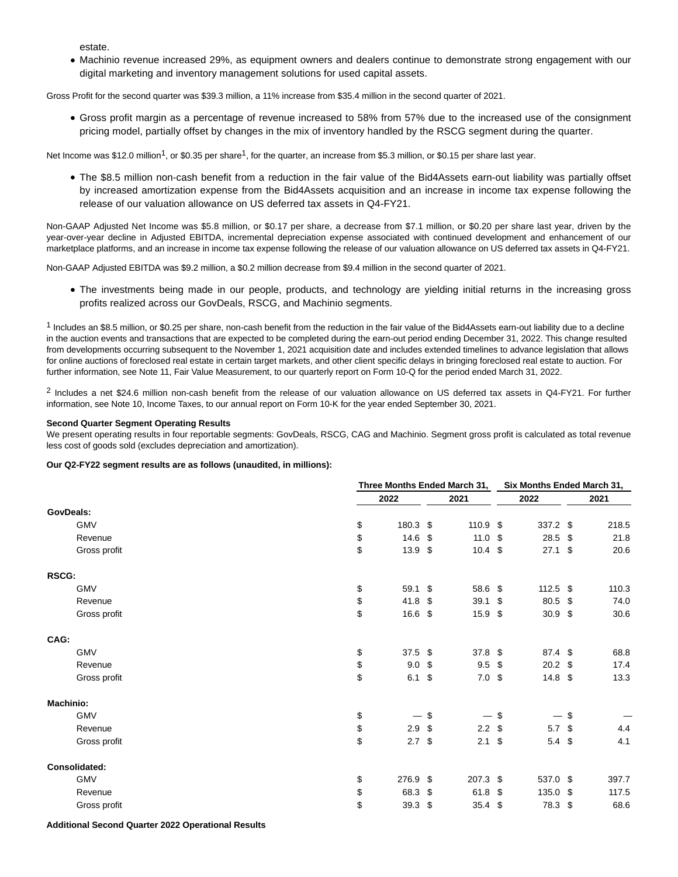estate.

- Machinio revenue increased 29%, as equipment owners and dealers continue to demonstrate strong engagement with our digital marketing and inventory management solutions for used capital assets.

Gross Profit for the second quarter was $39.3 million, a 11% increase from $35.4 million in the second quarter of 2021.

- Gross profit margin as a percentage of revenue increased to 58% from 57% due to the increased use of the consignment pricing model, partially offset by changes in the mix of inventory handled by the RSCG segment during the quarter.

Net Income was $12.0 million[1], or $0.35 per share[1], for the quarter, an increase from $5.3 million, or $0.15 per share last year.

- The $8.5 million non-cash benefit from a reduction in the fair value of the Bid4Assets earn-out liability was partially offset by increased amortization expense from the Bid4Assets acquisition and an increase in income tax expense following the release of our valuation allowance on US deferred tax assets in Q4-FY21.

Non-GAAP Adjusted Net Income was $5.8 million, or $0.17 per share, a decrease from $7.1 million, or $0.20 per share last year, driven by the year-over-year decline in Adjusted EBITDA, incremental depreciation expense associated with continued development and enhancement of our marketplace platforms, and an increase in income tax expense following the release of our valuation allowance on US deferred tax assets in Q4-FY21.

Non-GAAP Adjusted EBITDA was $9.2 million, a $0.2 million decrease from $9.4 million in the second quarter of 2021.

- The investments being made in our people, products, and technology are yielding initial returns in the increasing gross profits realized across our GovDeals, RSCG, and Machinio segments.

[1] Includes an $8.5 million, or $0.25 per share, non-cash benefit from the reduction in the fair value of the Bid4Assets earn-out liability due to a decline in the auction events and transactions that are expected to be completed during the earn-out period ending December 31, 2022. This change resulted from developments occurring subsequent to the November 1, 2021 acquisition date and includes extended timelines to advance legislation that allows for online auctions of foreclosed real estate in certain target markets, and other client specific delays in bringing foreclosed real estate to auction. For further information, see Note 11, Fair Value Measurement, to our quarterly report on Form 10-Q for the period ended March 31, 2022.

[2] Includes a net $24.6 million non-cash benefit from the release of our valuation allowance on US deferred tax assets in Q4-FY21. For further information, see Note 10, Income Taxes, to our annual report on Form 10-K for the year ended September 30, 2021.

**Second Quarter Segment Operating Results**

We present operating results in four reportable segments: GovDeals, RSCG, CAG and Machinio. Segment gross profit is calculated as total revenue less cost of goods sold (excludes depreciation and amortization).

**Our Q2-FY22 segment results are as follows (unaudited, in millions):**

| | Three Months Ended March 31, | | Six Months Ended March 31, | |
|---|---|---|---|---|
| | 2022 | 2021 | 2022 | 2021 |
| **GovDeals:** | | | | |
| GMV | $ 180.3 | $ 110.9 | $ 337.2 | $ 218.5 |
| Revenue | $ 14.6 | $ 11.0 | $ 28.5 | $ 21.8 |
| Gross profit | $ 13.9 | $ 10.4 | $ 27.1 | $ 20.6 |
| **RSCG:** | | | | |
| GMV | $ 59.1 | $ 58.6 | $ 112.5 | $ 110.3 |
| Revenue | $ 41.8 | $ 39.1 | $ 80.5 | $ 74.0 |
| Gross profit | $ 16.6 | $ 15.9 | $ 30.9 | $ 30.6 |
| **CAG:** | | | | |
| GMV | $ 37.5 | $ 37.8 | $ 87.4 | $ 68.8 |
| Revenue | $ 9.0 | $ 9.5 | $ 20.2 | $ 17.4 |
| Gross profit | $ 6.1 | $ 7.0 | $ 14.8 | $ 13.3 |
| **Machinio:** | | | | |
| GMV | $ — | $ — | $ — | $ — |
| Revenue | $ 2.9 | $ 2.2 | $ 5.7 | $ 4.4 |
| Gross profit | $ 2.7 | $ 2.1 | $ 5.4 | $ 4.1 |
| **Consolidated:** | | | | |
| GMV | $ 276.9 | $ 207.3 | $ 537.0 | $ 397.7 |
| Revenue | $ 68.3 | $ 61.8 | $ 135.0 | $ 117.5 |
| Gross profit | $ 39.3 | $ 35.4 | $ 78.3 | $ 68.6 |

**Additional Second Quarter 2022 Operational Results**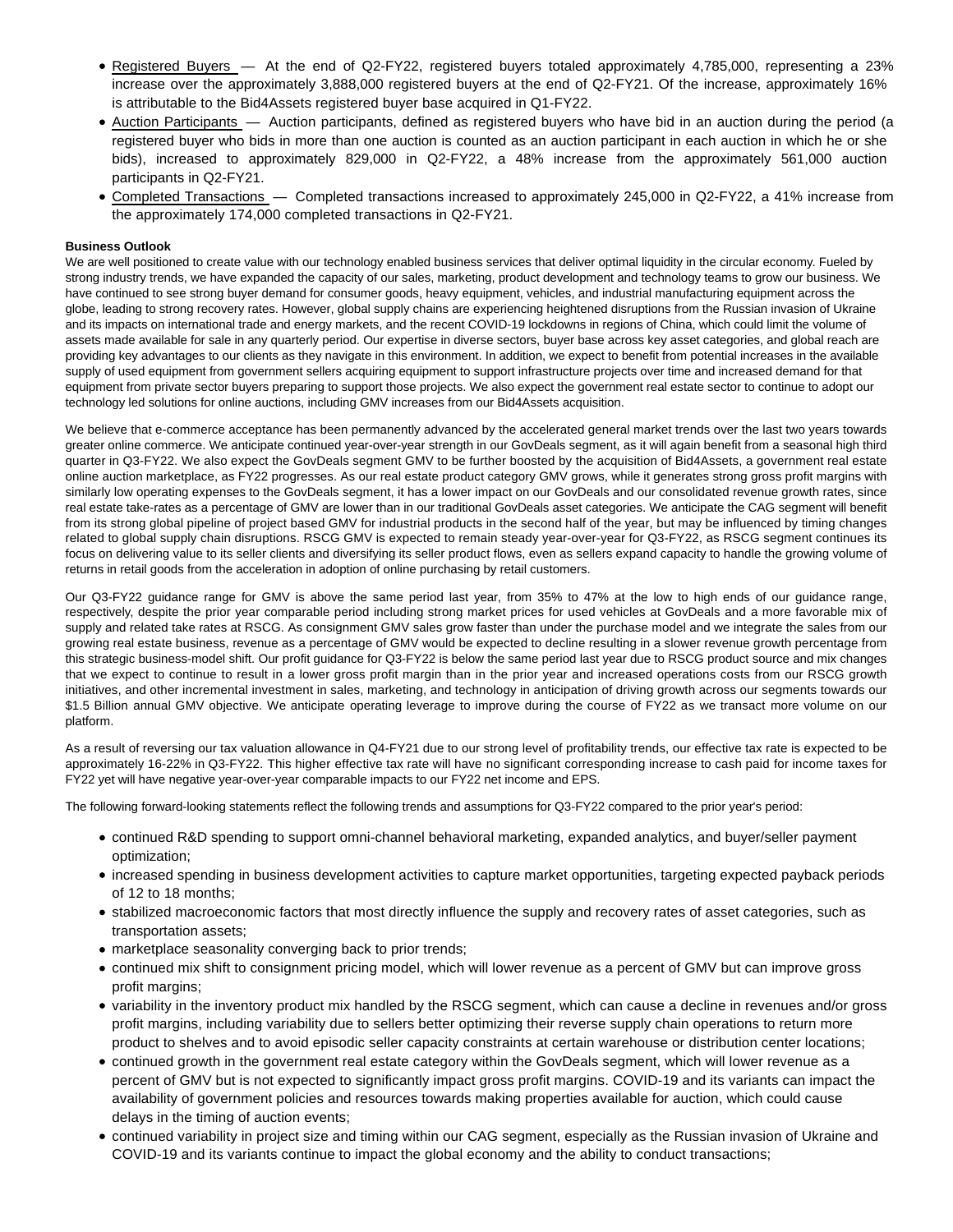- Registered Buyers — At the end of Q2-FY22, registered buyers totaled approximately 4,785,000, representing a 23% increase over the approximately 3,888,000 registered buyers at the end of Q2-FY21. Of the increase, approximately 16% is attributable to the Bid4Assets registered buyer base acquired in Q1-FY22.
- Auction Participants — Auction participants, defined as registered buyers who have bid in an auction during the period (a registered buyer who bids in more than one auction is counted as an auction participant in each auction in which he or she bids), increased to approximately 829,000 in Q2-FY22, a 48% increase from the approximately 561,000 auction participants in Q2-FY21.
- Completed Transactions — Completed transactions increased to approximately 245,000 in Q2-FY22, a 41% increase from the approximately 174,000 completed transactions in Q2-FY21.

**Business Outlook**

We are well positioned to create value with our technology enabled business services that deliver optimal liquidity in the circular economy. Fueled by strong industry trends, we have expanded the capacity of our sales, marketing, product development and technology teams to grow our business. We have continued to see strong buyer demand for consumer goods, heavy equipment, vehicles, and industrial manufacturing equipment across the globe, leading to strong recovery rates. However, global supply chains are experiencing heightened disruptions from the Russian invasion of Ukraine and its impacts on international trade and energy markets, and the recent COVID-19 lockdowns in regions of China, which could limit the volume of assets made available for sale in any quarterly period. Our expertise in diverse sectors, buyer base across key asset categories, and global reach are providing key advantages to our clients as they navigate in this environment. In addition, we expect to benefit from potential increases in the available supply of used equipment from government sellers acquiring equipment to support infrastructure projects over time and increased demand for that equipment from private sector buyers preparing to support those projects. We also expect the government real estate sector to continue to adopt our technology led solutions for online auctions, including GMV increases from our Bid4Assets acquisition.

We believe that e-commerce acceptance has been permanently advanced by the accelerated general market trends over the last two years towards greater online commerce. We anticipate continued year-over-year strength in our GovDeals segment, as it will again benefit from a seasonal high third quarter in Q3-FY22. We also expect the GovDeals segment GMV to be further boosted by the acquisition of Bid4Assets, a government real estate online auction marketplace, as FY22 progresses. As our real estate product category GMV grows, while it generates strong gross profit margins with similarly low operating expenses to the GovDeals segment, it has a lower impact on our GovDeals and our consolidated revenue growth rates, since real estate take-rates as a percentage of GMV are lower than in our traditional GovDeals asset categories. We anticipate the CAG segment will benefit from its strong global pipeline of project based GMV for industrial products in the second half of the year, but may be influenced by timing changes related to global supply chain disruptions. RSCG GMV is expected to remain steady year-over-year for Q3-FY22, as RSCG segment continues its focus on delivering value to its seller clients and diversifying its seller product flows, even as sellers expand capacity to handle the growing volume of returns in retail goods from the acceleration in adoption of online purchasing by retail customers.

Our Q3-FY22 guidance range for GMV is above the same period last year, from 35% to 47% at the low to high ends of our guidance range, respectively, despite the prior year comparable period including strong market prices for used vehicles at GovDeals and a more favorable mix of supply and related take rates at RSCG. As consignment GMV sales grow faster than under the purchase model and we integrate the sales from our growing real estate business, revenue as a percentage of GMV would be expected to decline resulting in a slower revenue growth percentage from this strategic business-model shift. Our profit guidance for Q3-FY22 is below the same period last year due to RSCG product source and mix changes that we expect to continue to result in a lower gross profit margin than in the prior year and increased operations costs from our RSCG growth initiatives, and other incremental investment in sales, marketing, and technology in anticipation of driving growth across our segments towards our $1.5 Billion annual GMV objective. We anticipate operating leverage to improve during the course of FY22 as we transact more volume on our platform.

As a result of reversing our tax valuation allowance in Q4-FY21 due to our strong level of profitability trends, our effective tax rate is expected to be approximately 16-22% in Q3-FY22. This higher effective tax rate will have no significant corresponding increase to cash paid for income taxes for FY22 yet will have negative year-over-year comparable impacts to our FY22 net income and EPS.

The following forward-looking statements reflect the following trends and assumptions for Q3-FY22 compared to the prior year's period:

- continued R&D spending to support omni-channel behavioral marketing, expanded analytics, and buyer/seller payment optimization;
- increased spending in business development activities to capture market opportunities, targeting expected payback periods of 12 to 18 months;
- stabilized macroeconomic factors that most directly influence the supply and recovery rates of asset categories, such as transportation assets;
- marketplace seasonality converging back to prior trends;
- continued mix shift to consignment pricing model, which will lower revenue as a percent of GMV but can improve gross profit margins;
- variability in the inventory product mix handled by the RSCG segment, which can cause a decline in revenues and/or gross profit margins, including variability due to sellers better optimizing their reverse supply chain operations to return more product to shelves and to avoid episodic seller capacity constraints at certain warehouse or distribution center locations;
- continued growth in the government real estate category within the GovDeals segment, which will lower revenue as a percent of GMV but is not expected to significantly impact gross profit margins. COVID-19 and its variants can impact the availability of government policies and resources towards making properties available for auction, which could cause delays in the timing of auction events;
- continued variability in project size and timing within our CAG segment, especially as the Russian invasion of Ukraine and COVID-19 and its variants continue to impact the global economy and the ability to conduct transactions;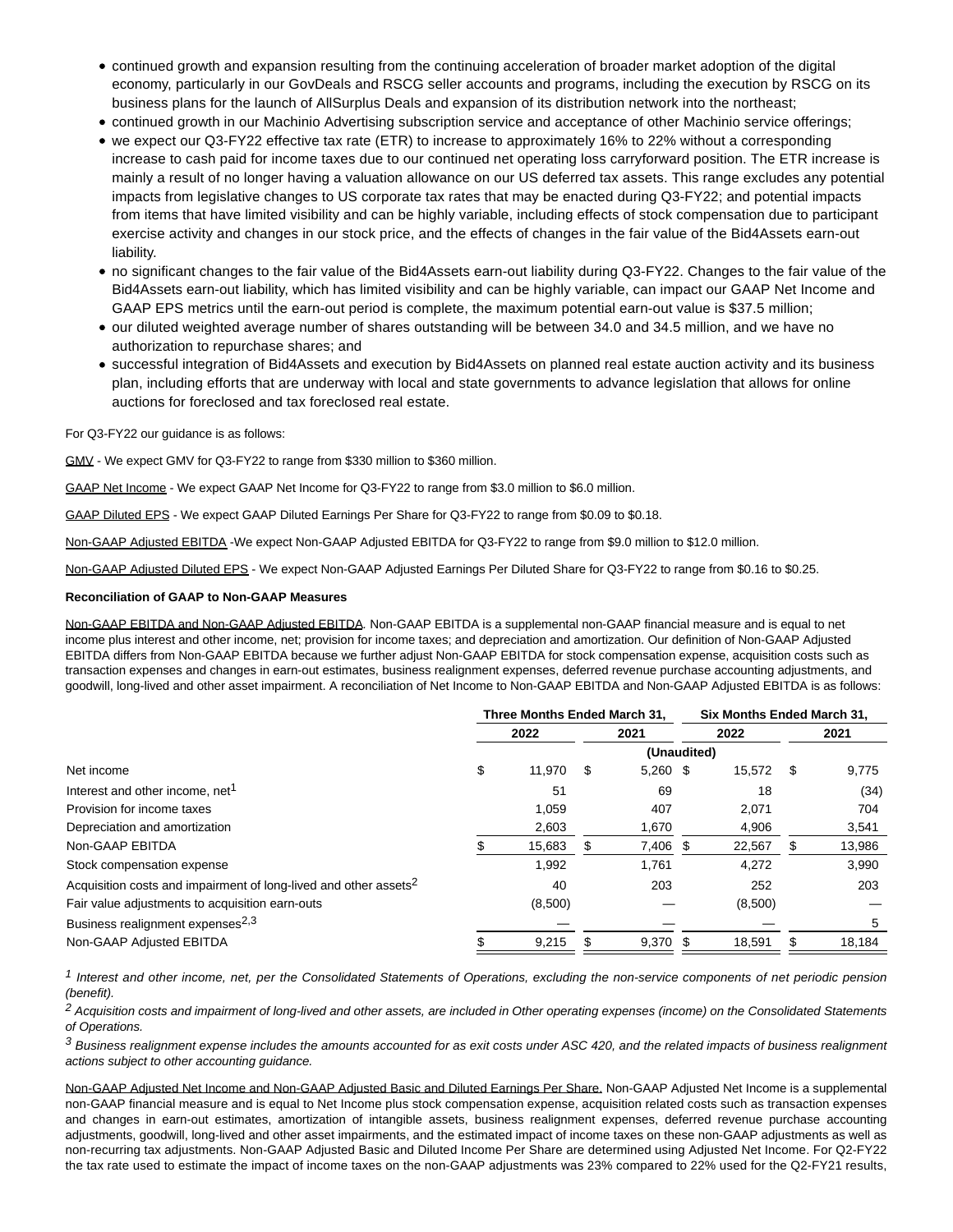- continued growth and expansion resulting from the continuing acceleration of broader market adoption of the digital economy, particularly in our GovDeals and RSCG seller accounts and programs, including the execution by RSCG on its business plans for the launch of AllSurplus Deals and expansion of its distribution network into the northeast;
- continued growth in our Machinio Advertising subscription service and acceptance of other Machinio service offerings;
- we expect our Q3-FY22 effective tax rate (ETR) to increase to approximately 16% to 22% without a corresponding increase to cash paid for income taxes due to our continued net operating loss carryforward position. The ETR increase is mainly a result of no longer having a valuation allowance on our US deferred tax assets. This range excludes any potential impacts from legislative changes to US corporate tax rates that may be enacted during Q3-FY22; and potential impacts from items that have limited visibility and can be highly variable, including effects of stock compensation due to participant exercise activity and changes in our stock price, and the effects of changes in the fair value of the Bid4Assets earn-out liability.
- no significant changes to the fair value of the Bid4Assets earn-out liability during Q3-FY22. Changes to the fair value of the Bid4Assets earn-out liability, which has limited visibility and can be highly variable, can impact our GAAP Net Income and GAAP EPS metrics until the earn-out period is complete, the maximum potential earn-out value is $37.5 million;
- our diluted weighted average number of shares outstanding will be between 34.0 and 34.5 million, and we have no authorization to repurchase shares; and
- successful integration of Bid4Assets and execution by Bid4Assets on planned real estate auction activity and its business plan, including efforts that are underway with local and state governments to advance legislation that allows for online auctions for foreclosed and tax foreclosed real estate.

For Q3-FY22 our guidance is as follows:

GMV - We expect GMV for Q3-FY22 to range from $330 million to $360 million.

GAAP Net Income - We expect GAAP Net Income for Q3-FY22 to range from $3.0 million to $6.0 million.

GAAP Diluted EPS - We expect GAAP Diluted Earnings Per Share for Q3-FY22 to range from $0.09 to $0.18.

Non-GAAP Adjusted EBITDA -We expect Non-GAAP Adjusted EBITDA for Q3-FY22 to range from $9.0 million to $12.0 million.

Non-GAAP Adjusted Diluted EPS - We expect Non-GAAP Adjusted Earnings Per Diluted Share for Q3-FY22 to range from $0.16 to $0.25.

**Reconciliation of GAAP to Non-GAAP Measures**

Non-GAAP EBITDA and Non-GAAP Adjusted EBITDA. Non-GAAP EBITDA is a supplemental non-GAAP financial measure and is equal to net income plus interest and other income, net; provision for income taxes; and depreciation and amortization. Our definition of Non-GAAP Adjusted EBITDA differs from Non-GAAP EBITDA because we further adjust Non-GAAP EBITDA for stock compensation expense, acquisition costs such as transaction expenses and changes in earn-out estimates, business realignment expenses, deferred revenue purchase accounting adjustments, and goodwill, long-lived and other asset impairment. A reconciliation of Net Income to Non-GAAP EBITDA and Non-GAAP Adjusted EBITDA is as follows:

| | Three Months Ended March 31, | | Six Months Ended March 31, | |
|---|---|---|---|---|
| | 2022 | 2021 | 2022 | 2021 |
| | (Unaudited) | | | |
| Net income | $ 11,970 | $ 5,260 | $ 15,572 | $ 9,775 |
| Interest and other income, net[1] | 51 | 69 | 18 | (34) |
| Provision for income taxes | 1,059 | 407 | 2,071 | 704 |
| Depreciation and amortization | 2,603 | 1,670 | 4,906 | 3,541 |
| Non-GAAP EBITDA | $ 15,683 | $ 7,406 | $ 22,567 | $ 13,986 |
| Stock compensation expense | 1,992 | 1,761 | 4,272 | 3,990 |
| Acquisition costs and impairment of long-lived and other assets[2] | 40 | 203 | 252 | 203 |
| Fair value adjustments to acquisition earn-outs | (8,500) | — | (8,500) | — |
| Business realignment expenses[2,3] | — | — | — | 5 |
| Non-GAAP Adjusted EBITDA | $ 9,215 | $ 9,370 | $ 18,591 | $ 18,184 |

[1] *Interest and other income, net, per the Consolidated Statements of Operations, excluding the non-service components of net periodic pension (benefit).*

[2] *Acquisition costs and impairment of long-lived and other assets, are included in Other operating expenses (income) on the Consolidated Statements of Operations.*

[3] *Business realignment expense includes the amounts accounted for as exit costs under ASC 420, and the related impacts of business realignment actions subject to other accounting guidance.*

Non-GAAP Adjusted Net Income and Non-GAAP Adjusted Basic and Diluted Earnings Per Share. Non-GAAP Adjusted Net Income is a supplemental non-GAAP financial measure and is equal to Net Income plus stock compensation expense, acquisition related costs such as transaction expenses and changes in earn-out estimates, amortization of intangible assets, business realignment expenses, deferred revenue purchase accounting adjustments, goodwill, long-lived and other asset impairments, and the estimated impact of income taxes on these non-GAAP adjustments as well as non-recurring tax adjustments. Non-GAAP Adjusted Basic and Diluted Income Per Share are determined using Adjusted Net Income. For Q2-FY22 the tax rate used to estimate the impact of income taxes on the non-GAAP adjustments was 23% compared to 22% used for the Q2-FY21 results,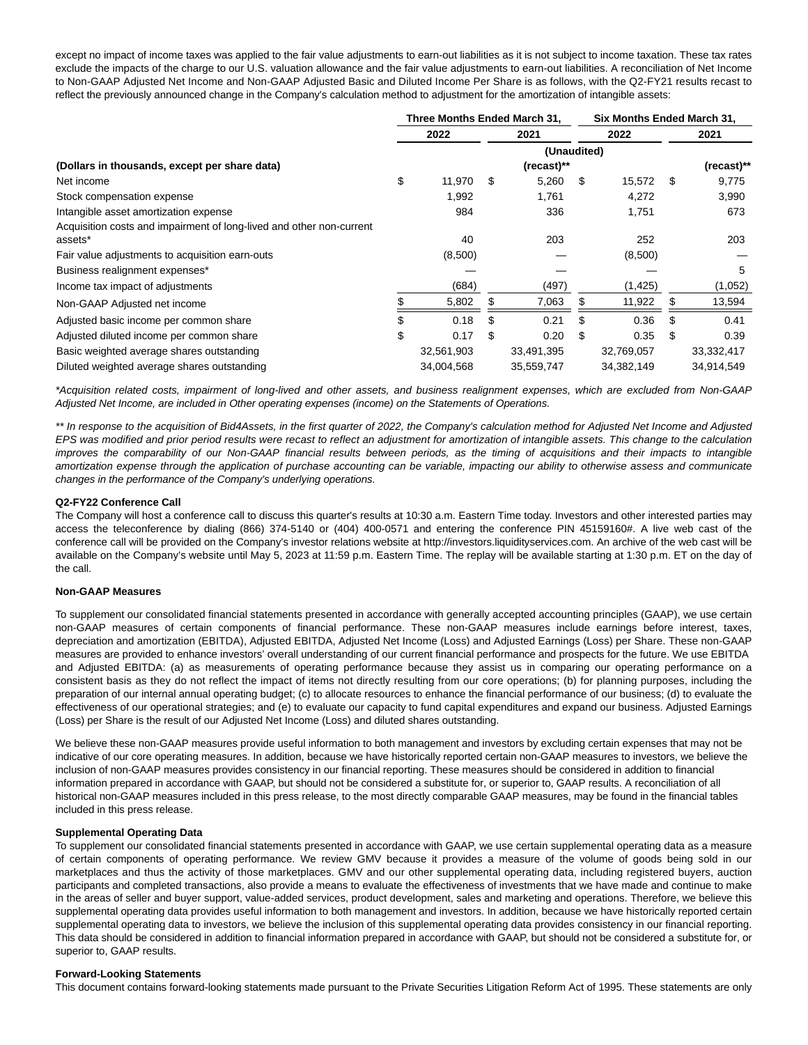except no impact of income taxes was applied to the fair value adjustments to earn-out liabilities as it is not subject to income taxation. These tax rates exclude the impacts of the charge to our U.S. valuation allowance and the fair value adjustments to earn-out liabilities. A reconciliation of Net Income to Non-GAAP Adjusted Net Income and Non-GAAP Adjusted Basic and Diluted Income Per Share is as follows, with the Q2-FY21 results recast to reflect the previously announced change in the Company's calculation method to adjustment for the amortization of intangible assets:

| | Three Months Ended March 31, | | Six Months Ended March 31, | |
|---|---|---|---|---|
| | 2022 | 2021 | 2022 | 2021 |
| | (Unaudited) | | | |
| **(Dollars in thousands, except per share data)** | | (recast)** | | (recast)** |
| Net income | $ 11,970 | $ 5,260 | $ 15,572 | $ 9,775 |
| Stock compensation expense | 1,992 | 1,761 | 4,272 | 3,990 |
| Intangible asset amortization expense | 984 | 336 | 1,751 | 673 |
| Acquisition costs and impairment of long-lived and other non-current assets* | 40 | 203 | 252 | 203 |
| Fair value adjustments to acquisition earn-outs | (8,500) | — | (8,500) | — |
| Business realignment expenses* | — | — | — | 5 |
| Income tax impact of adjustments | (684) | (497) | (1,425) | (1,052) |
| Non-GAAP Adjusted net income | $ 5,802 | $ 7,063 | $ 11,922 | $ 13,594 |
| Adjusted basic income per common share | $ 0.18 | $ 0.21 | $ 0.36 | $ 0.41 |
| Adjusted diluted income per common share | $ 0.17 | $ 0.20 | $ 0.35 | $ 0.39 |
| Basic weighted average shares outstanding | 32,561,903 | 33,491,395 | 32,769,057 | 33,332,417 |
| Diluted weighted average shares outstanding | 34,004,568 | 35,559,747 | 34,382,149 | 34,914,549 |

*\*Acquisition related costs, impairment of long-lived and other assets, and business realignment expenses, which are excluded from Non-GAAP Adjusted Net Income, are included in Other operating expenses (income) on the Statements of Operations.*

*\*\* In response to the acquisition of Bid4Assets, in the first quarter of 2022, the Company's calculation method for Adjusted Net Income and Adjusted EPS was modified and prior period results were recast to reflect an adjustment for amortization of intangible assets. This change to the calculation improves the comparability of our Non-GAAP financial results between periods, as the timing of acquisitions and their impacts to intangible amortization expense through the application of purchase accounting can be variable, impacting our ability to otherwise assess and communicate changes in the performance of the Company's underlying operations.*

**Q2-FY22 Conference Call**

The Company will host a conference call to discuss this quarter's results at 10:30 a.m. Eastern Time today. Investors and other interested parties may access the teleconference by dialing (866) 374-5140 or (404) 400-0571 and entering the conference PIN 45159160#. A live web cast of the conference call will be provided on the Company's investor relations website at http://investors.liquidityservices.com. An archive of the web cast will be available on the Company's website until May 5, 2023 at 11:59 p.m. Eastern Time. The replay will be available starting at 1:30 p.m. ET on the day of the call.

**Non-GAAP Measures**

To supplement our consolidated financial statements presented in accordance with generally accepted accounting principles (GAAP), we use certain non-GAAP measures of certain components of financial performance. These non-GAAP measures include earnings before interest, taxes, depreciation and amortization (EBITDA), Adjusted EBITDA, Adjusted Net Income (Loss) and Adjusted Earnings (Loss) per Share. These non-GAAP measures are provided to enhance investors' overall understanding of our current financial performance and prospects for the future. We use EBITDA and Adjusted EBITDA: (a) as measurements of operating performance because they assist us in comparing our operating performance on a consistent basis as they do not reflect the impact of items not directly resulting from our core operations; (b) for planning purposes, including the preparation of our internal annual operating budget; (c) to allocate resources to enhance the financial performance of our business; (d) to evaluate the effectiveness of our operational strategies; and (e) to evaluate our capacity to fund capital expenditures and expand our business. Adjusted Earnings (Loss) per Share is the result of our Adjusted Net Income (Loss) and diluted shares outstanding.

We believe these non-GAAP measures provide useful information to both management and investors by excluding certain expenses that may not be indicative of our core operating measures. In addition, because we have historically reported certain non-GAAP measures to investors, we believe the inclusion of non-GAAP measures provides consistency in our financial reporting. These measures should be considered in addition to financial information prepared in accordance with GAAP, but should not be considered a substitute for, or superior to, GAAP results. A reconciliation of all historical non-GAAP measures included in this press release, to the most directly comparable GAAP measures, may be found in the financial tables included in this press release.

**Supplemental Operating Data**

To supplement our consolidated financial statements presented in accordance with GAAP, we use certain supplemental operating data as a measure of certain components of operating performance. We review GMV because it provides a measure of the volume of goods being sold in our marketplaces and thus the activity of those marketplaces. GMV and our other supplemental operating data, including registered buyers, auction participants and completed transactions, also provide a means to evaluate the effectiveness of investments that we have made and continue to make in the areas of seller and buyer support, value-added services, product development, sales and marketing and operations. Therefore, we believe this supplemental operating data provides useful information to both management and investors. In addition, because we have historically reported certain supplemental operating data to investors, we believe the inclusion of this supplemental operating data provides consistency in our financial reporting. This data should be considered in addition to financial information prepared in accordance with GAAP, but should not be considered a substitute for, or superior to, GAAP results.

**Forward-Looking Statements**

This document contains forward-looking statements made pursuant to the Private Securities Litigation Reform Act of 1995. These statements are only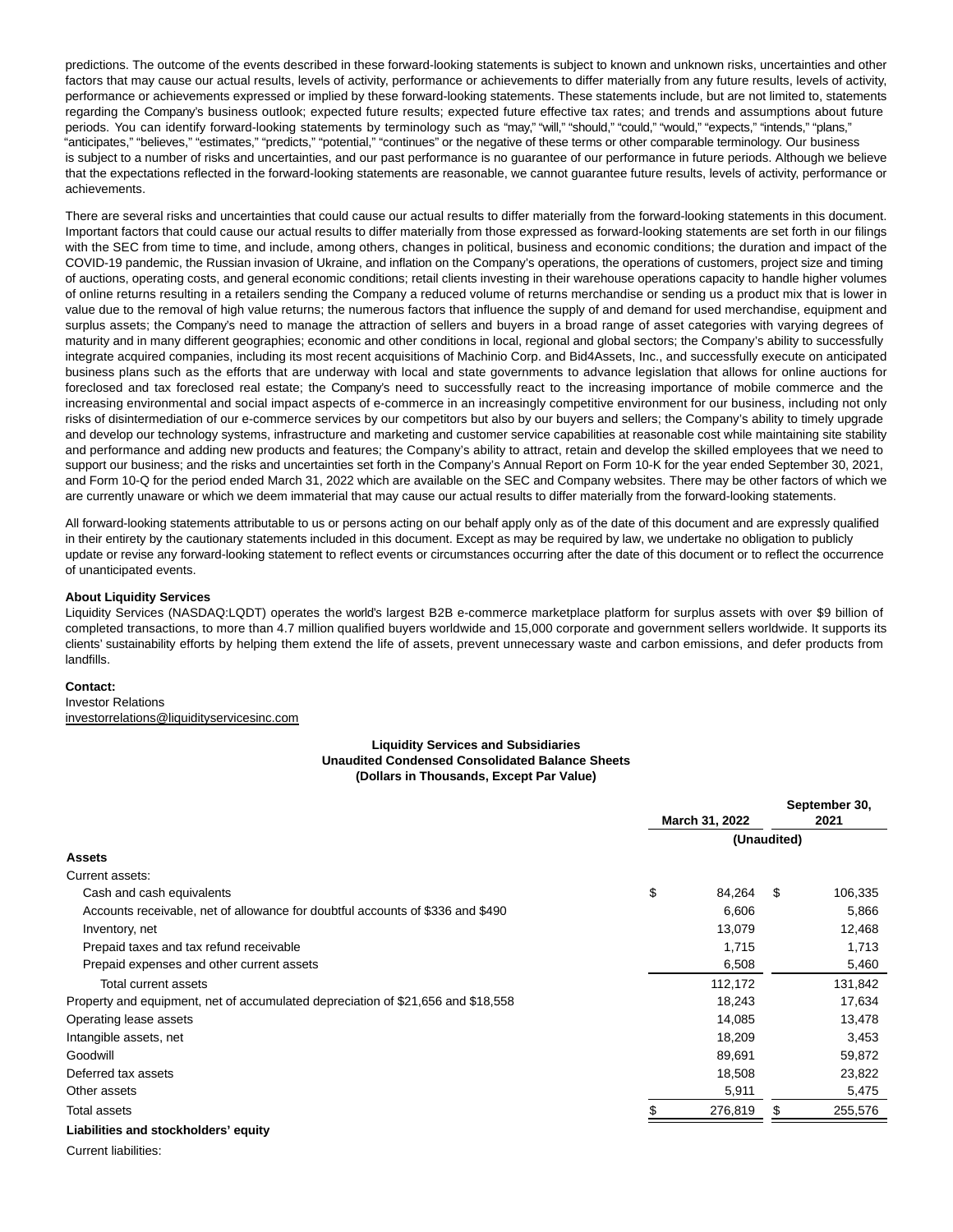predictions. The outcome of the events described in these forward-looking statements is subject to known and unknown risks, uncertainties and other factors that may cause our actual results, levels of activity, performance or achievements to differ materially from any future results, levels of activity, performance or achievements expressed or implied by these forward-looking statements. These statements include, but are not limited to, statements regarding the Company's business outlook; expected future results; expected future effective tax rates; and trends and assumptions about future periods. You can identify forward-looking statements by terminology such as "may," "will," "should," "could," "would," "expects," "intends," "plans," "anticipates," "believes," "estimates," "predicts," "potential," "continues" or the negative of these terms or other comparable terminology. Our business is subject to a number of risks and uncertainties, and our past performance is no guarantee of our performance in future periods. Although we believe that the expectations reflected in the forward-looking statements are reasonable, we cannot guarantee future results, levels of activity, performance or achievements.

There are several risks and uncertainties that could cause our actual results to differ materially from the forward-looking statements in this document. Important factors that could cause our actual results to differ materially from those expressed as forward-looking statements are set forth in our filings with the SEC from time to time, and include, among others, changes in political, business and economic conditions; the duration and impact of the COVID-19 pandemic, the Russian invasion of Ukraine, and inflation on the Company's operations, the operations of customers, project size and timing of auctions, operating costs, and general economic conditions; retail clients investing in their warehouse operations capacity to handle higher volumes of online returns resulting in a retailers sending the Company a reduced volume of returns merchandise or sending us a product mix that is lower in value due to the removal of high value returns; the numerous factors that influence the supply of and demand for used merchandise, equipment and surplus assets; the Company's need to manage the attraction of sellers and buyers in a broad range of asset categories with varying degrees of maturity and in many different geographies; economic and other conditions in local, regional and global sectors; the Company's ability to successfully integrate acquired companies, including its most recent acquisitions of Machinio Corp. and Bid4Assets, Inc., and successfully execute on anticipated business plans such as the efforts that are underway with local and state governments to advance legislation that allows for online auctions for foreclosed and tax foreclosed real estate; the Company's need to successfully react to the increasing importance of mobile commerce and the increasing environmental and social impact aspects of e-commerce in an increasingly competitive environment for our business, including not only risks of disintermediation of our e-commerce services by our competitors but also by our buyers and sellers; the Company's ability to timely upgrade and develop our technology systems, infrastructure and marketing and customer service capabilities at reasonable cost while maintaining site stability and performance and adding new products and features; the Company's ability to attract, retain and develop the skilled employees that we need to support our business; and the risks and uncertainties set forth in the Company's Annual Report on Form 10-K for the year ended September 30, 2021, and Form 10-Q for the period ended March 31, 2022 which are available on the SEC and Company websites. There may be other factors of which we are currently unaware or which we deem immaterial that may cause our actual results to differ materially from the forward-looking statements.

All forward-looking statements attributable to us or persons acting on our behalf apply only as of the date of this document and are expressly qualified in their entirety by the cautionary statements included in this document. Except as may be required by law, we undertake no obligation to publicly update or revise any forward-looking statement to reflect events or circumstances occurring after the date of this document or to reflect the occurrence of unanticipated events.

**About Liquidity Services**

Liquidity Services (NASDAQ:LQDT) operates the world's largest B2B e-commerce marketplace platform for surplus assets with over $9 billion of completed transactions, to more than 4.7 million qualified buyers worldwide and 15,000 corporate and government sellers worldwide. It supports its clients' sustainability efforts by helping them extend the life of assets, prevent unnecessary waste and carbon emissions, and defer products from landfills.

**Contact:**
Investor Relations
investorrelations@liquidityservicesinc.com

**Liquidity Services and Subsidiaries**
**Unaudited Condensed Consolidated Balance Sheets**
**(Dollars in Thousands, Except Par Value)**

| | March 31, 2022 | September 30, 2021 |
|---|---|---|
| | (Unaudited) | |
| **Assets** | | |
| Current assets: | | |
| Cash and cash equivalents | $ 84,264 | $ 106,335 |
| Accounts receivable, net of allowance for doubtful accounts of $336 and $490 | 6,606 | 5,866 |
| Inventory, net | 13,079 | 12,468 |
| Prepaid taxes and tax refund receivable | 1,715 | 1,713 |
| Prepaid expenses and other current assets | 6,508 | 5,460 |
| Total current assets | 112,172 | 131,842 |
| Property and equipment, net of accumulated depreciation of $21,656 and $18,558 | 18,243 | 17,634 |
| Operating lease assets | 14,085 | 13,478 |
| Intangible assets, net | 18,209 | 3,453 |
| Goodwill | 89,691 | 59,872 |
| Deferred tax assets | 18,508 | 23,822 |
| Other assets | 5,911 | 5,475 |
| Total assets | $ 276,819 | $ 255,576 |
| **Liabilities and stockholders' equity** | | |
| Current liabilities: | | |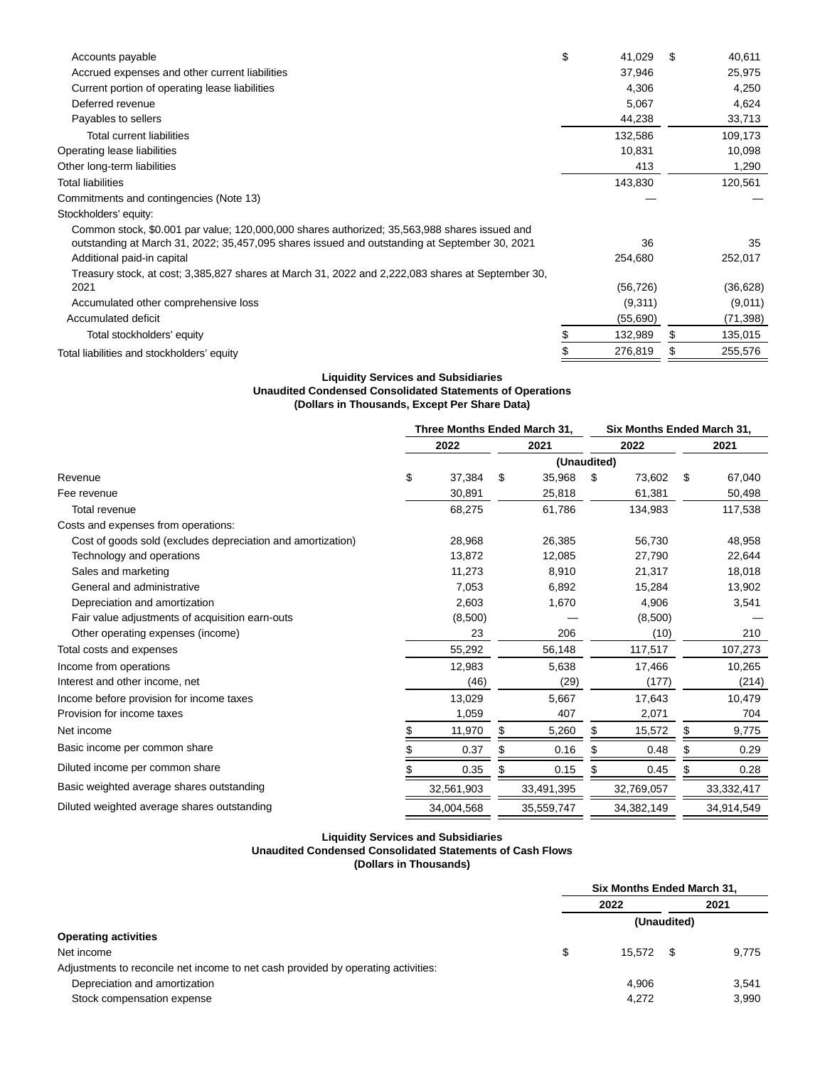| | | |
|---|---|---|
| Accounts payable | $ 41,029 | $ 40,611 |
| Accrued expenses and other current liabilities | 37,946 | 25,975 |
| Current portion of operating lease liabilities | 4,306 | 4,250 |
| Deferred revenue | 5,067 | 4,624 |
| Payables to sellers | 44,238 | 33,713 |
| Total current liabilities | 132,586 | 109,173 |
| Operating lease liabilities | 10,831 | 10,098 |
| Other long-term liabilities | 413 | 1,290 |
| Total liabilities | 143,830 | 120,561 |
| Commitments and contingencies (Note 13) | — | — |
| Stockholders' equity: | | |
| Common stock, $0.001 par value; 120,000,000 shares authorized; 35,563,988 shares issued and outstanding at March 31, 2022; 35,457,095 shares issued and outstanding at September 30, 2021 | 36 | 35 |
| Additional paid-in capital | 254,680 | 252,017 |
| Treasury stock, at cost; 3,385,827 shares at March 31, 2022 and 2,222,083 shares at September 30, 2021 | (56,726) | (36,628) |
| Accumulated other comprehensive loss | (9,311) | (9,011) |
| Accumulated deficit | (55,690) | (71,398) |
| Total stockholders' equity | $ 132,989 | $ 135,015 |
| Total liabilities and stockholders' equity | $ 276,819 | $ 255,576 |

**Liquidity Services and Subsidiaries**
**Unaudited Condensed Consolidated Statements of Operations**
**(Dollars in Thousands, Except Per Share Data)**

| | Three Months Ended March 31, | | Six Months Ended March 31, | |
|---|---|---|---|---|
| | 2022 | 2021 | 2022 | 2021 |
| | (Unaudited) | | | |
| Revenue | $ 37,384 | $ 35,968 | $ 73,602 | $ 67,040 |
| Fee revenue | 30,891 | 25,818 | 61,381 | 50,498 |
| Total revenue | 68,275 | 61,786 | 134,983 | 117,538 |
| Costs and expenses from operations: | | | | |
| Cost of goods sold (excludes depreciation and amortization) | 28,968 | 26,385 | 56,730 | 48,958 |
| Technology and operations | 13,872 | 12,085 | 27,790 | 22,644 |
| Sales and marketing | 11,273 | 8,910 | 21,317 | 18,018 |
| General and administrative | 7,053 | 6,892 | 15,284 | 13,902 |
| Depreciation and amortization | 2,603 | 1,670 | 4,906 | 3,541 |
| Fair value adjustments of acquisition earn-outs | (8,500) | — | (8,500) | — |
| Other operating expenses (income) | 23 | 206 | (10) | 210 |
| Total costs and expenses | 55,292 | 56,148 | 117,517 | 107,273 |
| Income from operations | 12,983 | 5,638 | 17,466 | 10,265 |
| Interest and other income, net | (46) | (29) | (177) | (214) |
| Income before provision for income taxes | 13,029 | 5,667 | 17,643 | 10,479 |
| Provision for income taxes | 1,059 | 407 | 2,071 | 704 |
| Net income | $ 11,970 | $ 5,260 | $ 15,572 | $ 9,775 |
| Basic income per common share | $ 0.37 | $ 0.16 | $ 0.48 | $ 0.29 |
| Diluted income per common share | $ 0.35 | $ 0.15 | $ 0.45 | $ 0.28 |
| Basic weighted average shares outstanding | 32,561,903 | 33,491,395 | 32,769,057 | 33,332,417 |
| Diluted weighted average shares outstanding | 34,004,568 | 35,559,747 | 34,382,149 | 34,914,549 |

**Liquidity Services and Subsidiaries**
**Unaudited Condensed Consolidated Statements of Cash Flows**
**(Dollars in Thousands)**

| | Six Months Ended March 31, | |
|---|---|---|
| | 2022 | 2021 |
| | (Unaudited) | |
| **Operating activities** | | |
| Net income | $ 15,572 | $ 9,775 |
| Adjustments to reconcile net income to net cash provided by operating activities: | | |
| Depreciation and amortization | 4,906 | 3,541 |
| Stock compensation expense | 4,272 | 3,990 |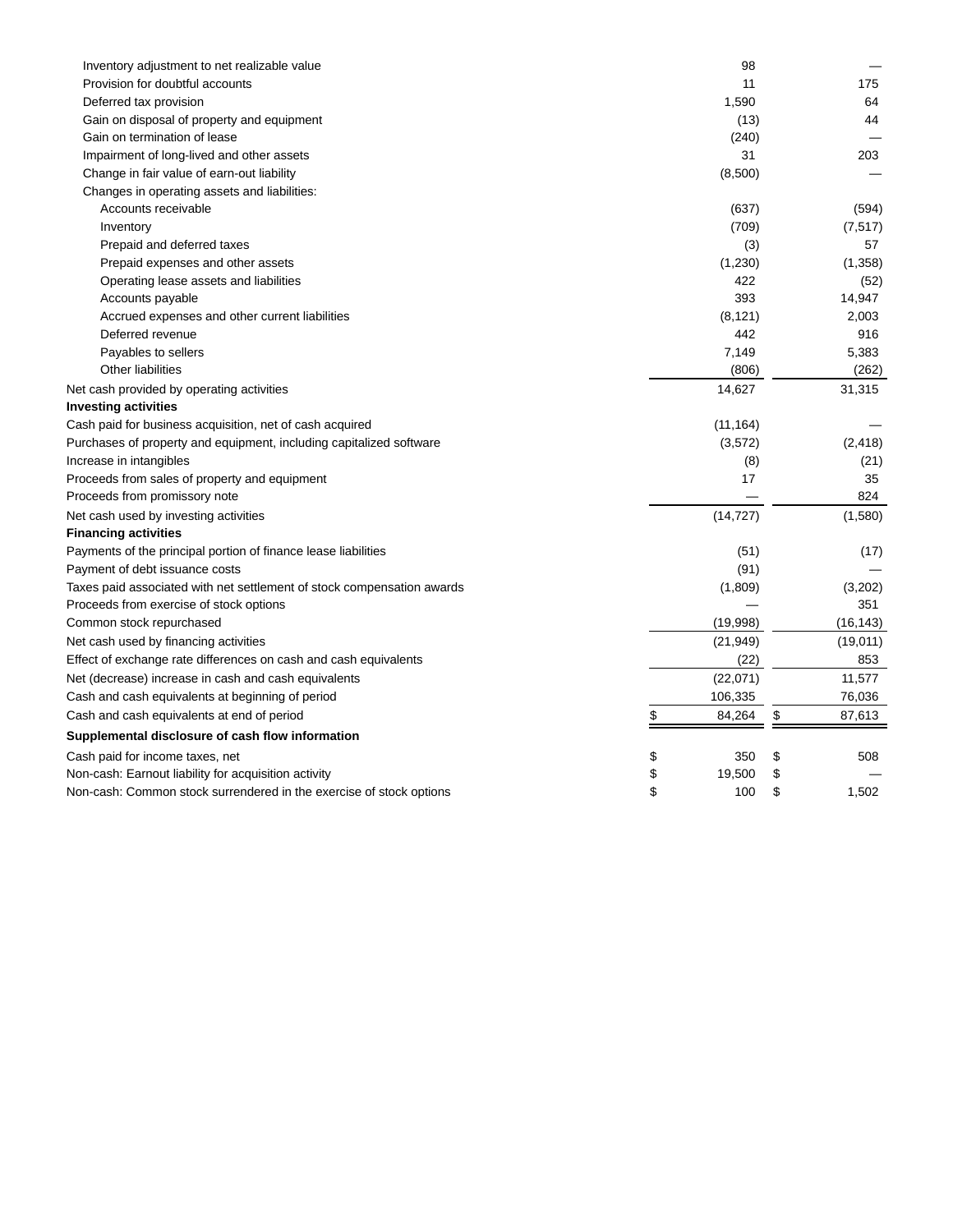| | | |
|---|---|---|
| Inventory adjustment to net realizable value | 98 | — |
| Provision for doubtful accounts | 11 | 175 |
| Deferred tax provision | 1,590 | 64 |
| Gain on disposal of property and equipment | (13) | 44 |
| Gain on termination of lease | (240) | — |
| Impairment of long-lived and other assets | 31 | 203 |
| Change in fair value of earn-out liability | (8,500) | — |
| Changes in operating assets and liabilities: | | |
| Accounts receivable | (637) | (594) |
| Inventory | (709) | (7,517) |
| Prepaid and deferred taxes | (3) | 57 |
| Prepaid expenses and other assets | (1,230) | (1,358) |
| Operating lease assets and liabilities | 422 | (52) |
| Accounts payable | 393 | 14,947 |
| Accrued expenses and other current liabilities | (8,121) | 2,003 |
| Deferred revenue | 442 | 916 |
| Payables to sellers | 7,149 | 5,383 |
| Other liabilities | (806) | (262) |
| Net cash provided by operating activities | 14,627 | 31,315 |
| **Investing activities** | | |
| Cash paid for business acquisition, net of cash acquired | (11,164) | — |
| Purchases of property and equipment, including capitalized software | (3,572) | (2,418) |
| Increase in intangibles | (8) | (21) |
| Proceeds from sales of property and equipment | 17 | 35 |
| Proceeds from promissory note | — | 824 |
| Net cash used by investing activities | (14,727) | (1,580) |
| **Financing activities** | | |
| Payments of the principal portion of finance lease liabilities | (51) | (17) |
| Payment of debt issuance costs | (91) | — |
| Taxes paid associated with net settlement of stock compensation awards | (1,809) | (3,202) |
| Proceeds from exercise of stock options | — | 351 |
| Common stock repurchased | (19,998) | (16,143) |
| Net cash used by financing activities | (21,949) | (19,011) |
| Effect of exchange rate differences on cash and cash equivalents | (22) | 853 |
| Net (decrease) increase in cash and cash equivalents | (22,071) | 11,577 |
| Cash and cash equivalents at beginning of period | 106,335 | 76,036 |
| Cash and cash equivalents at end of period | $ 84,264 | $ 87,613 |
| **Supplemental disclosure of cash flow information** | | |
| Cash paid for income taxes, net | $ 350 | $ 508 |
| Non-cash: Earnout liability for acquisition activity | $ 19,500 | $ — |
| Non-cash: Common stock surrendered in the exercise of stock options | $ 100 | $ 1,502 |